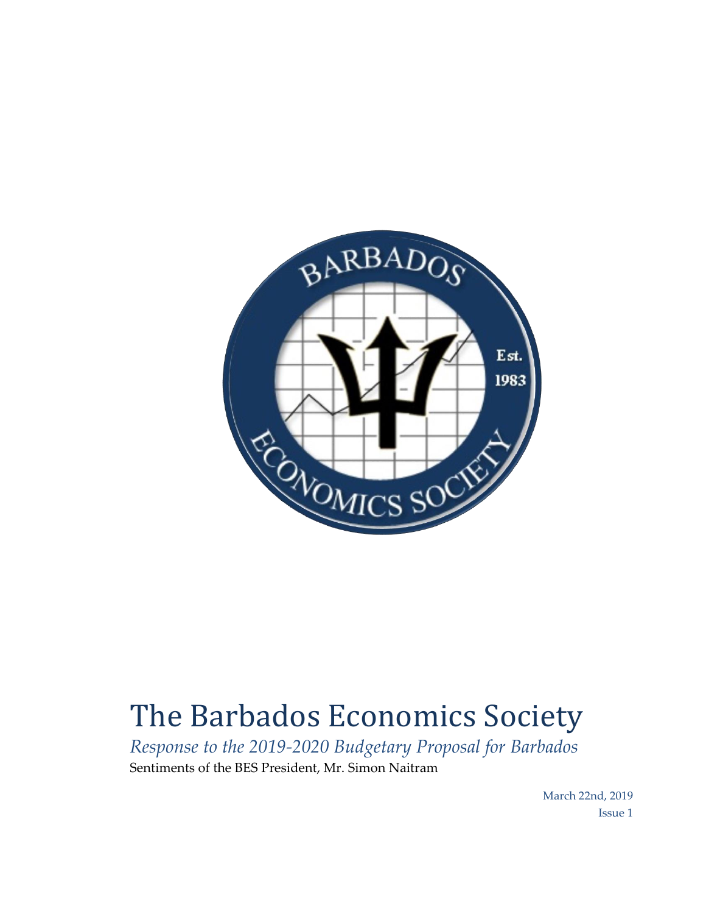# The Barbados Economics Society

*Response to the 2019-2020 Budgetary Proposal for Barbados*

Sentiments of the BES President, Mr. Simon Naitram

March 22nd, 2019

Issue 1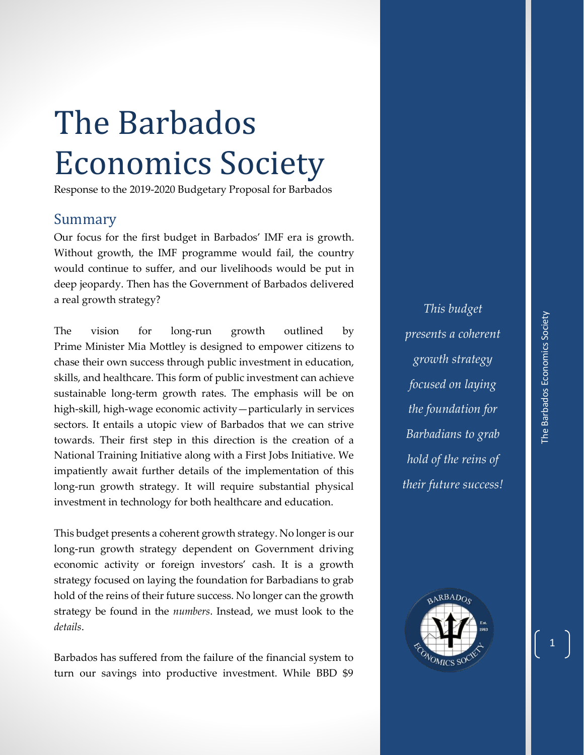# The Barbados Economics Society

Response to the 2019-2020 Budgetary Proposal for Barbados

## Summary

Our focus for the first budget in Barbados' IMF era is growth. Without growth, the IMF programme would fail, the country would continue to suffer, and our livelihoods would be put in deep jeopardy. Then has the Government of Barbados delivered a real growth strategy?

The vision for long-run growth outlined by Prime Minister Mia Mottley is designed to empower citizens to chase their own success through public investment in education, skills, and healthcare. This form of public investment can achieve sustainable long-term growth rates. The emphasis will be on high-skill, high-wage economic activity—particularly in services sectors. It entails a utopic view of Barbados that we can strive towards. Their first step in this direction is the creation of a National Training Initiative along with a First Jobs Initiative. We impatiently await further details of the implementation of this long-run growth strategy. It will require substantial physical investment in technology for both healthcare and education.

This budget presents a coherent growth strategy. No longer is our long-run growth strategy dependent on Government driving economic activity or foreign investors' cash. It is a growth strategy focused on laying the foundation for Barbadians to grab hold of the reins of their future success. No longer can the growth strategy be found in the *numbers*. Instead, we must look to the *details*.

Barbados has suffered from the failure of the financial system to turn our savings into productive investment. While BBD $9

*This budget presents a coherent growth strategy focused on laying the foundation for Barbadians to grab hold of the reins of their future success!*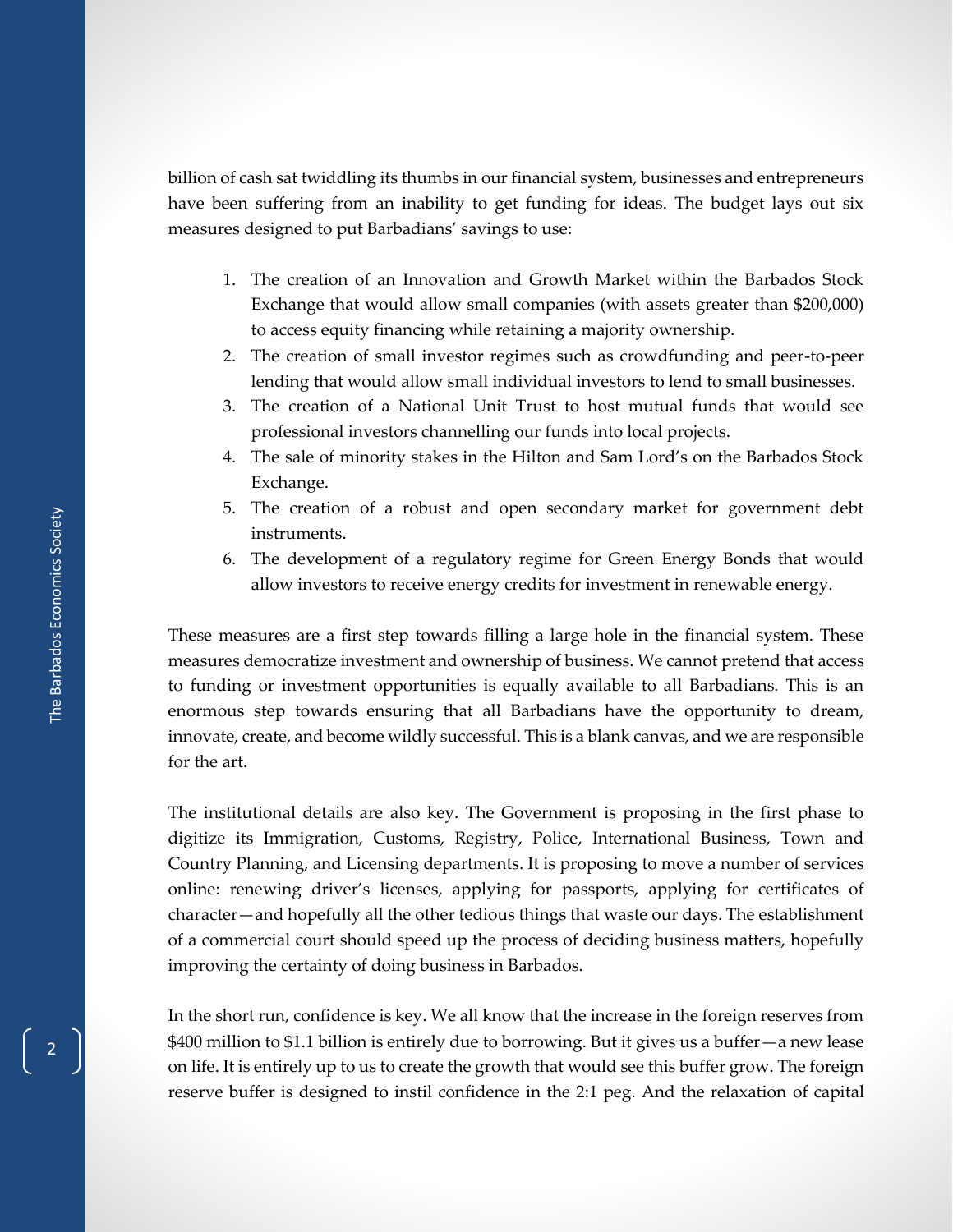billion of cash sat twiddling its thumbs in our financial system, businesses and entrepreneurs have been suffering from an inability to get funding for ideas. The budget lays out six measures designed to put Barbadians' savings to use:

1. The creation of an Innovation and Growth Market within the Barbados Stock Exchange that would allow small companies (with assets greater than $200,000) to access equity financing while retaining a majority ownership.
2. The creation of small investor regimes such as crowdfunding and peer-to-peer lending that would allow small individual investors to lend to small businesses.
3. The creation of a National Unit Trust to host mutual funds that would see professional investors channelling our funds into local projects.
4. The sale of minority stakes in the Hilton and Sam Lord's on the Barbados Stock Exchange.
5. The creation of a robust and open secondary market for government debt instruments.
6. The development of a regulatory regime for Green Energy Bonds that would allow investors to receive energy credits for investment in renewable energy.

These measures are a first step towards filling a large hole in the financial system. These measures democratize investment and ownership of business. We cannot pretend that access to funding or investment opportunities is equally available to all Barbadians. This is an enormous step towards ensuring that all Barbadians have the opportunity to dream, innovate, create, and become wildly successful. This is a blank canvas, and we are responsible for the art.

The institutional details are also key. The Government is proposing in the first phase to digitize its Immigration, Customs, Registry, Police, International Business, Town and Country Planning, and Licensing departments. It is proposing to move a number of services online: renewing driver's licenses, applying for passports, applying for certificates of character—and hopefully all the other tedious things that waste our days. The establishment of a commercial court should speed up the process of deciding business matters, hopefully improving the certainty of doing business in Barbados.

In the short run, confidence is key. We all know that the increase in the foreign reserves from $400 million to $1.1 billion is entirely due to borrowing. But it gives us a buffer—a new lease on life. It is entirely up to us to create the growth that would see this buffer grow. The foreign reserve buffer is designed to instil confidence in the 2:1 peg. And the relaxation of capital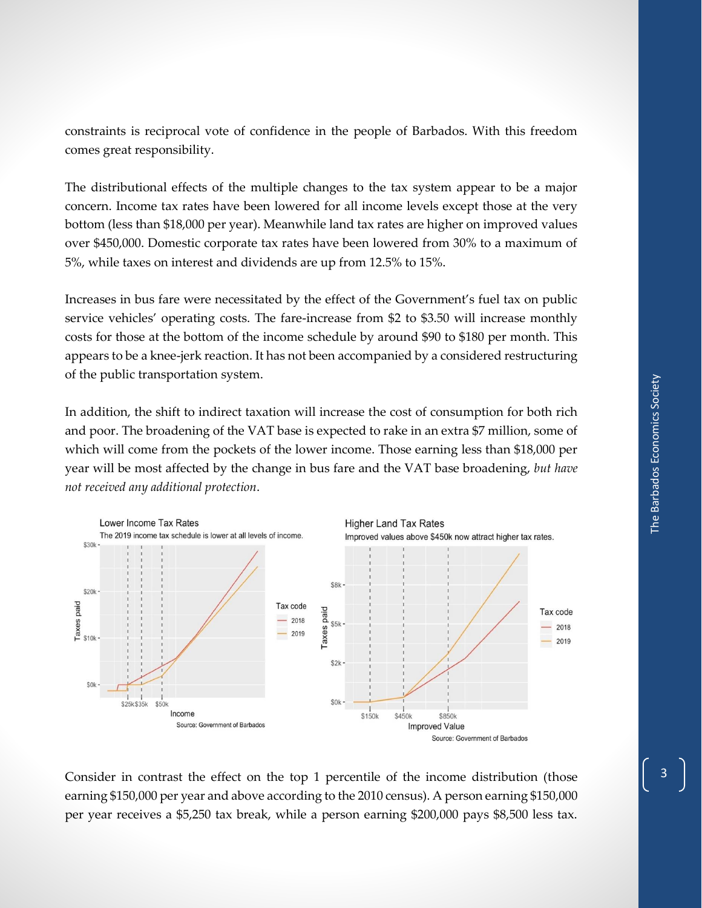constraints is reciprocal vote of confidence in the people of Barbados. With this freedom comes great responsibility.

The distributional effects of the multiple changes to the tax system appear to be a major concern. Income tax rates have been lowered for all income levels except those at the very bottom (less than $18,000 per year). Meanwhile land tax rates are higher on improved values over $450,000. Domestic corporate tax rates have been lowered from 30% to a maximum of 5%, while taxes on interest and dividends are up from 12.5% to 15%.

Increases in bus fare were necessitated by the effect of the Government's fuel tax on public service vehicles' operating costs. The fare-increase from $2 to $3.50 will increase monthly costs for those at the bottom of the income schedule by around $90 to $180 per month. This appears to be a knee-jerk reaction. It has not been accompanied by a considered restructuring of the public transportation system.

In addition, the shift to indirect taxation will increase the cost of consumption for both rich and poor. The broadening of the VAT base is expected to rake in an extra $7 million, some of which will come from the pockets of the lower income. Those earning less than $18,000 per year will be most affected by the change in bus fare and the VAT base broadening, *but have not received any additional protection*.

Lower Income Tax Rates
The 2019 income tax schedule is lower at all levels of income.
$30k
$20k
$10k
$0k
Taxes paid
$25k $35k $50k
Income
Tax code
2018
2019
Source: Government of Barbados

Higher Land Tax Rates
Improved values above $450k now attract higher tax rates.
$8k
$5k
$2k
$0k
Taxes paid
$150k $450k $850k
Improved Value
Tax code
2018
2019
Source: Government of Barbados

Consider in contrast the effect on the top 1 percentile of the income distribution (those earning $150,000 per year and above according to the 2010 census). A person earning $150,000 per year receives a $5,250 tax break, while a person earning $200,000 pays $8,500 less tax.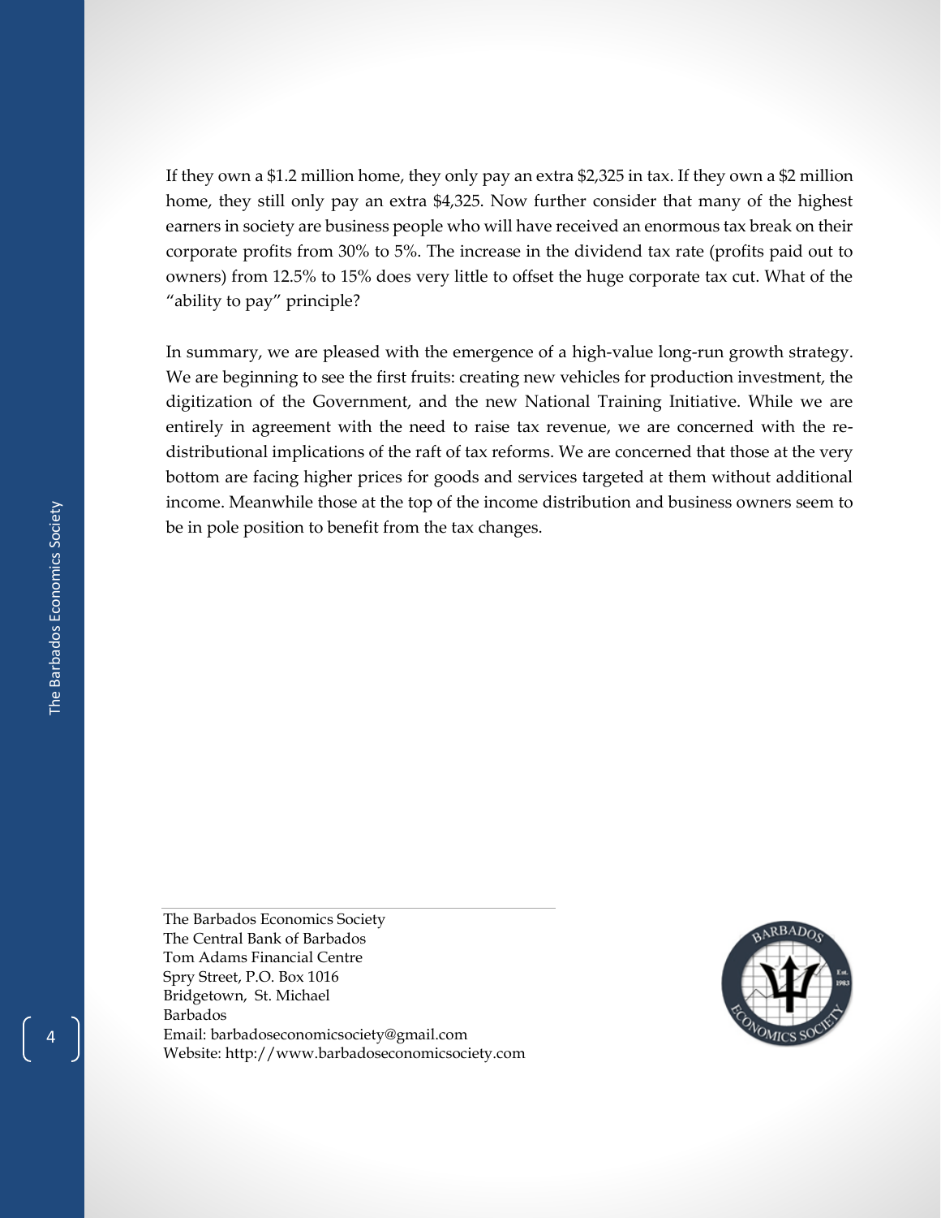If they own a $1.2 million home, they only pay an extra $2,325 in tax. If they own a $2 million home, they still only pay an extra $4,325. Now further consider that many of the highest earners in society are business people who will have received an enormous tax break on their corporate profits from 30% to 5%. The increase in the dividend tax rate (profits paid out to owners) from 12.5% to 15% does very little to offset the huge corporate tax cut. What of the "ability to pay" principle?

In summary, we are pleased with the emergence of a high-value long-run growth strategy. We are beginning to see the first fruits: creating new vehicles for production investment, the digitization of the Government, and the new National Training Initiative. While we are entirely in agreement with the need to raise tax revenue, we are concerned with the re-distributional implications of the raft of tax reforms. We are concerned that those at the very bottom are facing higher prices for goods and services targeted at them without additional income. Meanwhile those at the top of the income distribution and business owners seem to be in pole position to benefit from the tax changes.

The Barbados Economics Society
The Central Bank of Barbados
Tom Adams Financial Centre
Spry Street, P.O. Box 1016
Bridgetown, St. Michael
Barbados
Email: barbadoseconomicsociety@gmail.com
Website: http://www.barbadoseconomicsociety.com